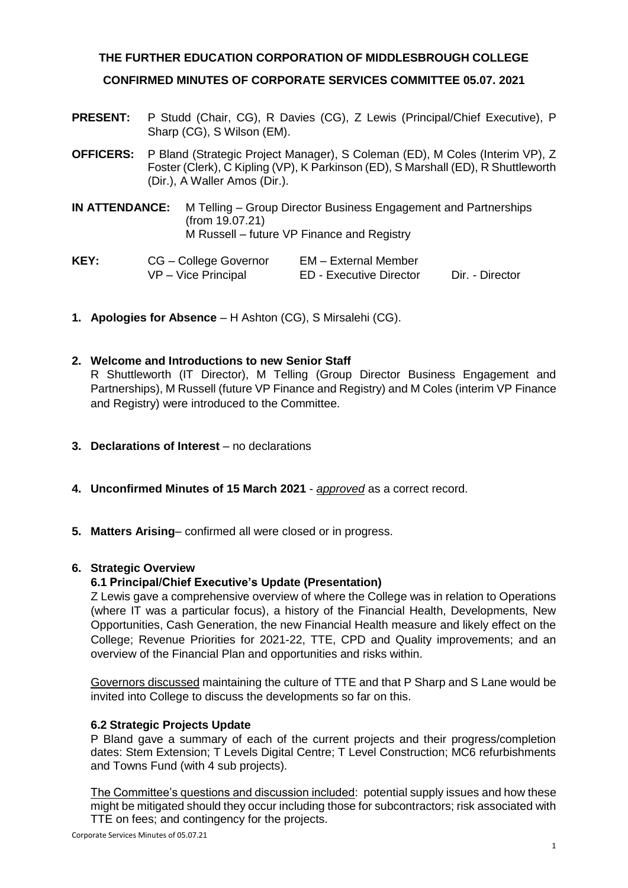**THE FURTHER EDUCATION CORPORATION OF MIDDLESBROUGH COLLEGE**

**CONFIRMED MINUTES OF CORPORATE SERVICES COMMITTEE 05.07. 2021**

**PRESENT:** P Studd (Chair, CG), R Davies (CG), Z Lewis (Principal/Chief Executive), P Sharp (CG), S Wilson (EM).

**OFFICERS:** P Bland (Strategic Project Manager), S Coleman (ED), M Coles (Interim VP), Z Foster (Clerk), C Kipling (VP), K Parkinson (ED), S Marshall (ED), R Shuttleworth (Dir.), A Waller Amos (Dir.).

**IN ATTENDANCE:** M Telling – Group Director Business Engagement and Partnerships (from 19.07.21)
M Russell – future VP Finance and Registry

| **KEY:** | CG – College Governor | EM – External Member | |
|---|---|---|---|
| | VP – Vice Principal | ED - Executive Director | Dir. - Director |

1. **Apologies for Absence** – H Ashton (CG), S Mirsalehi (CG).

2. **Welcome and Introductions to new Senior Staff**
   R Shuttleworth (IT Director), M Telling (Group Director Business Engagement and Partnerships), M Russell (future VP Finance and Registry) and M Coles (interim VP Finance and Registry) were introduced to the Committee.

3. **Declarations of Interest** – no declarations

4. **Unconfirmed Minutes of 15 March 2021** - *approved* as a correct record.

5. **Matters Arising**– confirmed all were closed or in progress.

6. **Strategic Overview**

   **6.1 Principal/Chief Executive's Update (Presentation)**
   Z Lewis gave a comprehensive overview of where the College was in relation to Operations (where IT was a particular focus), a history of the Financial Health, Developments, New Opportunities, Cash Generation, the new Financial Health measure and likely effect on the College; Revenue Priorities for 2021-22, TTE, CPD and Quality improvements; and an overview of the Financial Plan and opportunities and risks within.

   Governors discussed maintaining the culture of TTE and that P Sharp and S Lane would be invited into College to discuss the developments so far on this.

   **6.2 Strategic Projects Update**
   P Bland gave a summary of each of the current projects and their progress/completion dates: Stem Extension; T Levels Digital Centre; T Level Construction; MC6 refurbishments and Towns Fund (with 4 sub projects).

   The Committee's questions and discussion included: potential supply issues and how these might be mitigated should they occur including those for subcontractors; risk associated with TTE on fees; and contingency for the projects.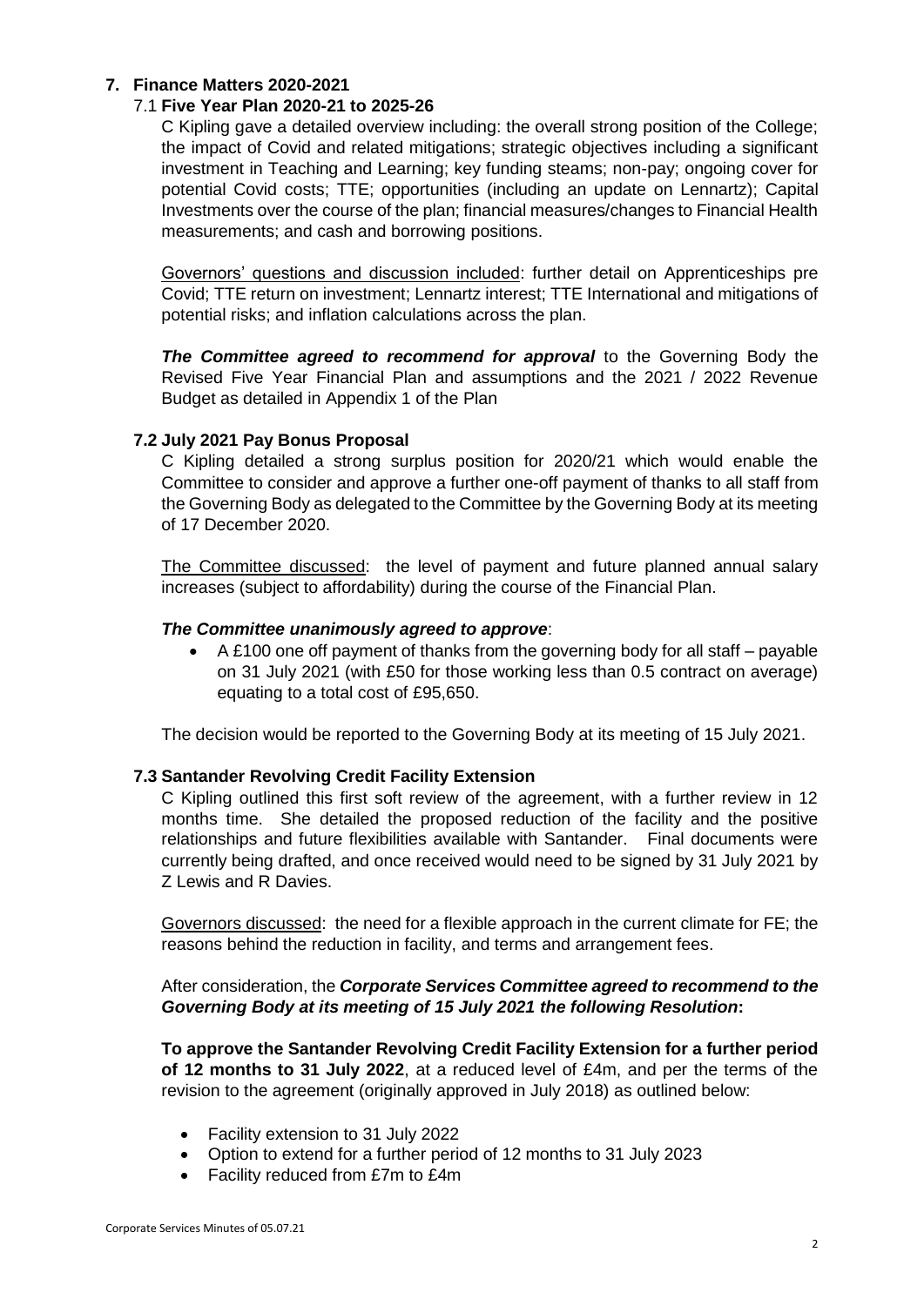## 7. Finance Matters 2020-2021

### 7.1 Five Year Plan 2020-21 to 2025-26

C Kipling gave a detailed overview including: the overall strong position of the College; the impact of Covid and related mitigations; strategic objectives including a significant investment in Teaching and Learning; key funding steams; non-pay; ongoing cover for potential Covid costs; TTE; opportunities (including an update on Lennartz); Capital Investments over the course of the plan; financial measures/changes to Financial Health measurements; and cash and borrowing positions.

Governors' questions and discussion included: further detail on Apprenticeships pre Covid; TTE return on investment; Lennartz interest; TTE International and mitigations of potential risks; and inflation calculations across the plan.

***The Committee agreed to recommend for approval*** to the Governing Body the Revised Five Year Financial Plan and assumptions and the 2021 / 2022 Revenue Budget as detailed in Appendix 1 of the Plan

### 7.2 July 2021 Pay Bonus Proposal

C Kipling detailed a strong surplus position for 2020/21 which would enable the Committee to consider and approve a further one-off payment of thanks to all staff from the Governing Body as delegated to the Committee by the Governing Body at its meeting of 17 December 2020.

The Committee discussed: the level of payment and future planned annual salary increases (subject to affordability) during the course of the Financial Plan.

***The Committee unanimously agreed to approve***:

- A £100 one off payment of thanks from the governing body for all staff – payable on 31 July 2021 (with £50 for those working less than 0.5 contract on average) equating to a total cost of £95,650.

The decision would be reported to the Governing Body at its meeting of 15 July 2021.

### 7.3 Santander Revolving Credit Facility Extension

C Kipling outlined this first soft review of the agreement, with a further review in 12 months time. She detailed the proposed reduction of the facility and the positive relationships and future flexibilities available with Santander. Final documents were currently being drafted, and once received would need to be signed by 31 July 2021 by Z Lewis and R Davies.

Governors discussed: the need for a flexible approach in the current climate for FE; the reasons behind the reduction in facility, and terms and arrangement fees.

After consideration, the ***Corporate Services Committee agreed to recommend to the Governing Body at its meeting of 15 July 2021 the following Resolution*:**

**To approve the Santander Revolving Credit Facility Extension for a further period of 12 months to 31 July 2022**, at a reduced level of £4m, and per the terms of the revision to the agreement (originally approved in July 2018) as outlined below:

- Facility extension to 31 July 2022
- Option to extend for a further period of 12 months to 31 July 2023
- Facility reduced from £7m to £4m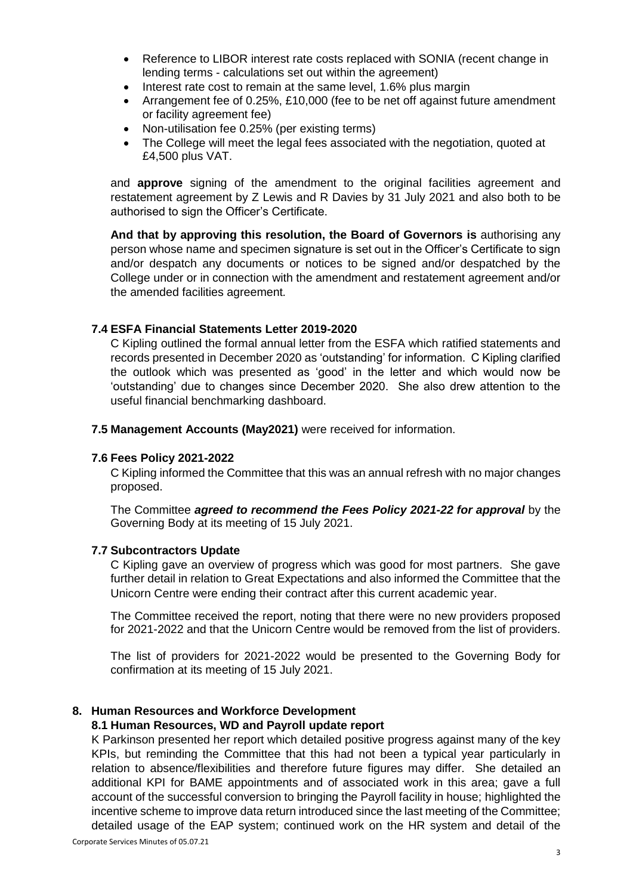- Reference to LIBOR interest rate costs replaced with SONIA (recent change in lending terms - calculations set out within the agreement)
- Interest rate cost to remain at the same level, 1.6% plus margin
- Arrangement fee of 0.25%, £10,000 (fee to be net off against future amendment or facility agreement fee)
- Non-utilisation fee 0.25% (per existing terms)
- The College will meet the legal fees associated with the negotiation, quoted at £4,500 plus VAT.

and **approve** signing of the amendment to the original facilities agreement and restatement agreement by Z Lewis and R Davies by 31 July 2021 and also both to be authorised to sign the Officer's Certificate.

**And that by approving this resolution, the Board of Governors is** authorising any person whose name and specimen signature is set out in the Officer's Certificate to sign and/or despatch any documents or notices to be signed and/or despatched by the College under or in connection with the amendment and restatement agreement and/or the amended facilities agreement.

### 7.4 ESFA Financial Statements Letter 2019-2020

C Kipling outlined the formal annual letter from the ESFA which ratified statements and records presented in December 2020 as 'outstanding' for information. C Kipling clarified the outlook which was presented as 'good' in the letter and which would now be 'outstanding' due to changes since December 2020. She also drew attention to the useful financial benchmarking dashboard.

**7.5 Management Accounts (May2021)** were received for information.

### 7.6 Fees Policy 2021-2022

C Kipling informed the Committee that this was an annual refresh with no major changes proposed.

The Committee ***agreed to recommend the Fees Policy 2021-22 for approval*** by the Governing Body at its meeting of 15 July 2021.

### 7.7 Subcontractors Update

C Kipling gave an overview of progress which was good for most partners. She gave further detail in relation to Great Expectations and also informed the Committee that the Unicorn Centre were ending their contract after this current academic year.

The Committee received the report, noting that there were no new providers proposed for 2021-2022 and that the Unicorn Centre would be removed from the list of providers.

The list of providers for 2021-2022 would be presented to the Governing Body for confirmation at its meeting of 15 July 2021.

## 8. Human Resources and Workforce Development

### 8.1 Human Resources, WD and Payroll update report

K Parkinson presented her report which detailed positive progress against many of the key KPIs, but reminding the Committee that this had not been a typical year particularly in relation to absence/flexibilities and therefore future figures may differ. She detailed an additional KPI for BAME appointments and of associated work in this area; gave a full account of the successful conversion to bringing the Payroll facility in house; highlighted the incentive scheme to improve data return introduced since the last meeting of the Committee; detailed usage of the EAP system; continued work on the HR system and detail of the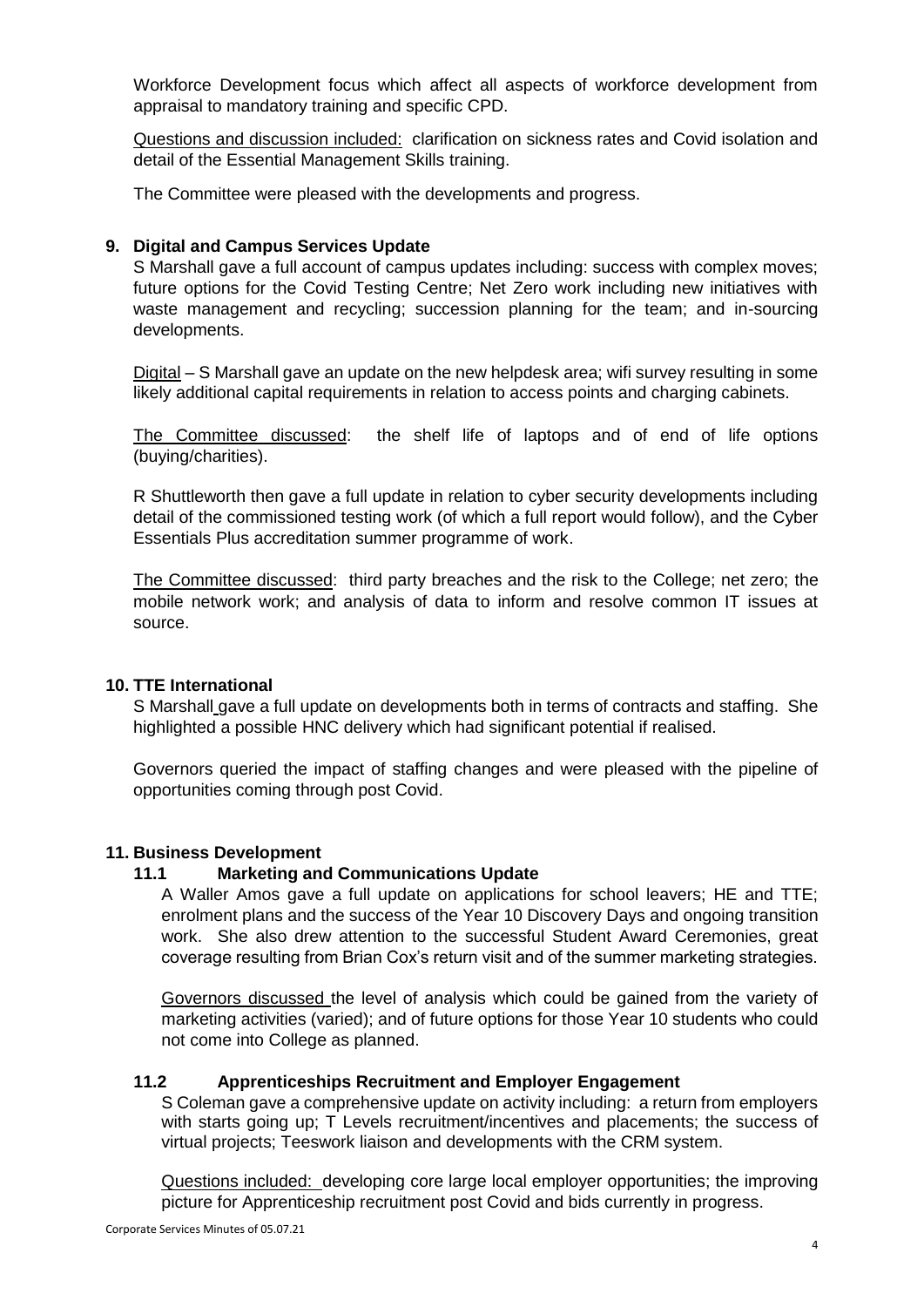Workforce Development focus which affect all aspects of workforce development from appraisal to mandatory training and specific CPD.

Questions and discussion included: clarification on sickness rates and Covid isolation and detail of the Essential Management Skills training.

The Committee were pleased with the developments and progress.

## 9. Digital and Campus Services Update

S Marshall gave a full account of campus updates including: success with complex moves; future options for the Covid Testing Centre; Net Zero work including new initiatives with waste management and recycling; succession planning for the team; and in-sourcing developments.

Digital – S Marshall gave an update on the new helpdesk area; wifi survey resulting in some likely additional capital requirements in relation to access points and charging cabinets.

The Committee discussed: the shelf life of laptops and of end of life options (buying/charities).

R Shuttleworth then gave a full update in relation to cyber security developments including detail of the commissioned testing work (of which a full report would follow), and the Cyber Essentials Plus accreditation summer programme of work.

The Committee discussed: third party breaches and the risk to the College; net zero; the mobile network work; and analysis of data to inform and resolve common IT issues at source.

## 10. TTE International

S Marshall gave a full update on developments both in terms of contracts and staffing. She highlighted a possible HNC delivery which had significant potential if realised.

Governors queried the impact of staffing changes and were pleased with the pipeline of opportunities coming through post Covid.

## 11. Business Development

### 11.1 Marketing and Communications Update

A Waller Amos gave a full update on applications for school leavers; HE and TTE; enrolment plans and the success of the Year 10 Discovery Days and ongoing transition work. She also drew attention to the successful Student Award Ceremonies, great coverage resulting from Brian Cox's return visit and of the summer marketing strategies.

Governors discussed the level of analysis which could be gained from the variety of marketing activities (varied); and of future options for those Year 10 students who could not come into College as planned.

### 11.2 Apprenticeships Recruitment and Employer Engagement

S Coleman gave a comprehensive update on activity including: a return from employers with starts going up; T Levels recruitment/incentives and placements; the success of virtual projects; Teeswork liaison and developments with the CRM system.

Questions included: developing core large local employer opportunities; the improving picture for Apprenticeship recruitment post Covid and bids currently in progress.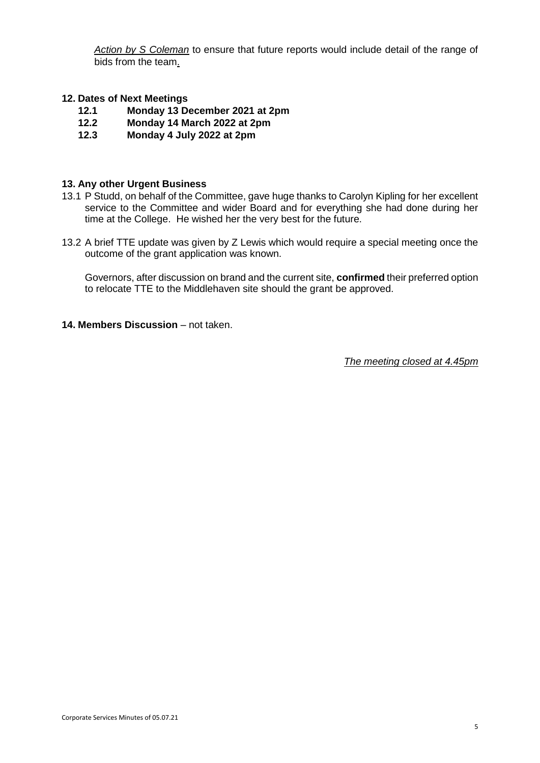*Action by S Coleman* to ensure that future reports would include detail of the range of bids from the team.

**12. Dates of Next Meetings**

**12.1 Monday 13 December 2021 at 2pm**

**12.2 Monday 14 March 2022 at 2pm**

**12.3 Monday 4 July 2022 at 2pm**

**13. Any other Urgent Business**

13.1 P Studd, on behalf of the Committee, gave huge thanks to Carolyn Kipling for her excellent service to the Committee and wider Board and for everything she had done during her time at the College. He wished her the very best for the future.

13.2 A brief TTE update was given by Z Lewis which would require a special meeting once the outcome of the grant application was known.

Governors, after discussion on brand and the current site, **confirmed** their preferred option to relocate TTE to the Middlehaven site should the grant be approved.

**14. Members Discussion** – not taken.

*The meeting closed at 4.45pm*